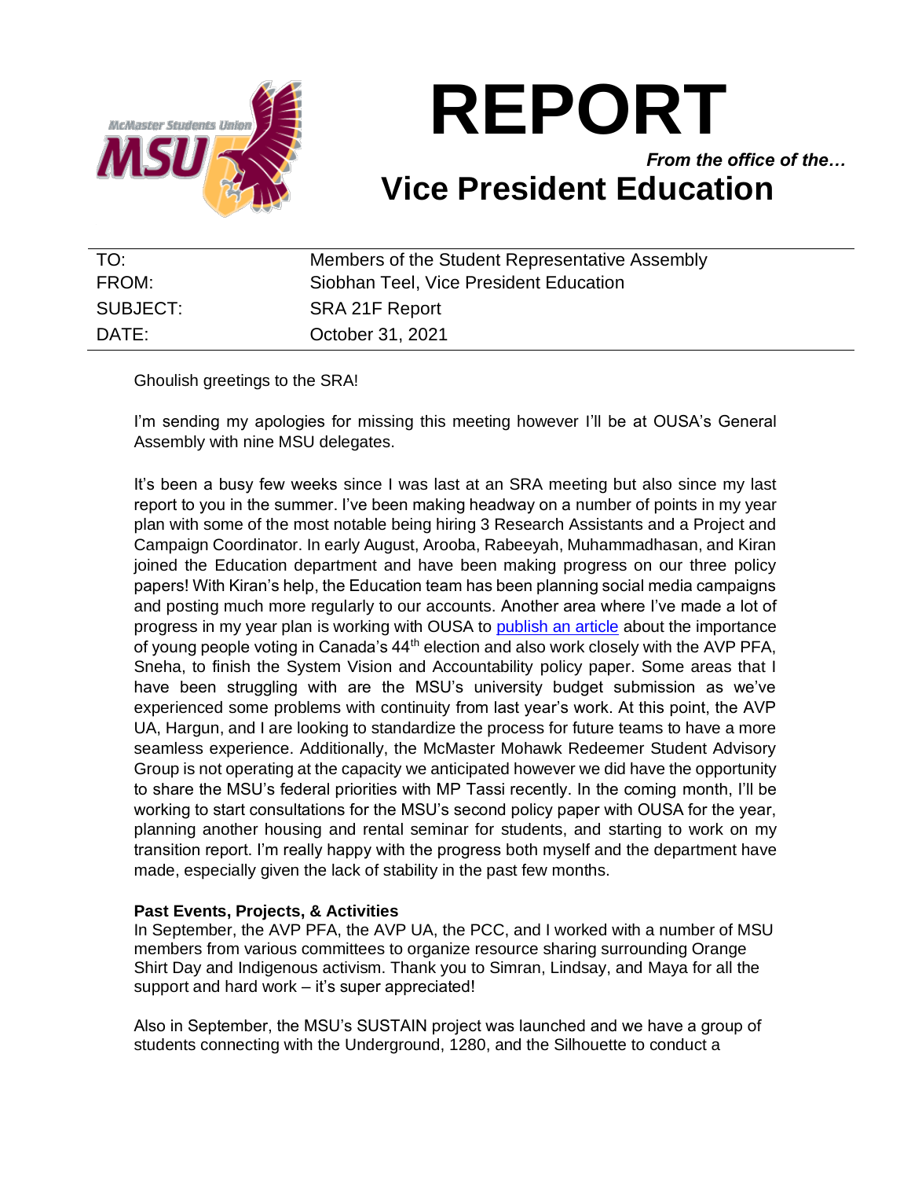# REPORT

*From the office of the…*

## Vice President Education

| | |
|---|---|
| TO: | Members of the Student Representative Assembly |
| FROM: | Siobhan Teel, Vice President Education |
| SUBJECT: | SRA 21F Report |
| DATE: | October 31, 2021 |

Ghoulish greetings to the SRA!

I'm sending my apologies for missing this meeting however I'll be at OUSA's General Assembly with nine MSU delegates.

It's been a busy few weeks since I was last at an SRA meeting but also since my last report to you in the summer. I've been making headway on a number of points in my year plan with some of the most notable being hiring 3 Research Assistants and a Project and Campaign Coordinator. In early August, Arooba, Rabeeyah, Muhammadhasan, and Kiran joined the Education department and have been making progress on our three policy papers! With Kiran's help, the Education team has been planning social media campaigns and posting much more regularly to our accounts. Another area where I've made a lot of progress in my year plan is working with OUSA to publish an article about the importance of young people voting in Canada's 44th election and also work closely with the AVP PFA, Sneha, to finish the System Vision and Accountability policy paper. Some areas that I have been struggling with are the MSU's university budget submission as we've experienced some problems with continuity from last year's work. At this point, the AVP UA, Hargun, and I are looking to standardize the process for future teams to have a more seamless experience. Additionally, the McMaster Mohawk Redeemer Student Advisory Group is not operating at the capacity we anticipated however we did have the opportunity to share the MSU's federal priorities with MP Tassi recently. In the coming month, I'll be working to start consultations for the MSU's second policy paper with OUSA for the year, planning another housing and rental seminar for students, and starting to work on my transition report. I'm really happy with the progress both myself and the department have made, especially given the lack of stability in the past few months.

**Past Events, Projects, & Activities**

In September, the AVP PFA, the AVP UA, the PCC, and I worked with a number of MSU members from various committees to organize resource sharing surrounding Orange Shirt Day and Indigenous activism. Thank you to Simran, Lindsay, and Maya for all the support and hard work – it's super appreciated!

Also in September, the MSU's SUSTAIN project was launched and we have a group of students connecting with the Underground, 1280, and the Silhouette to conduct a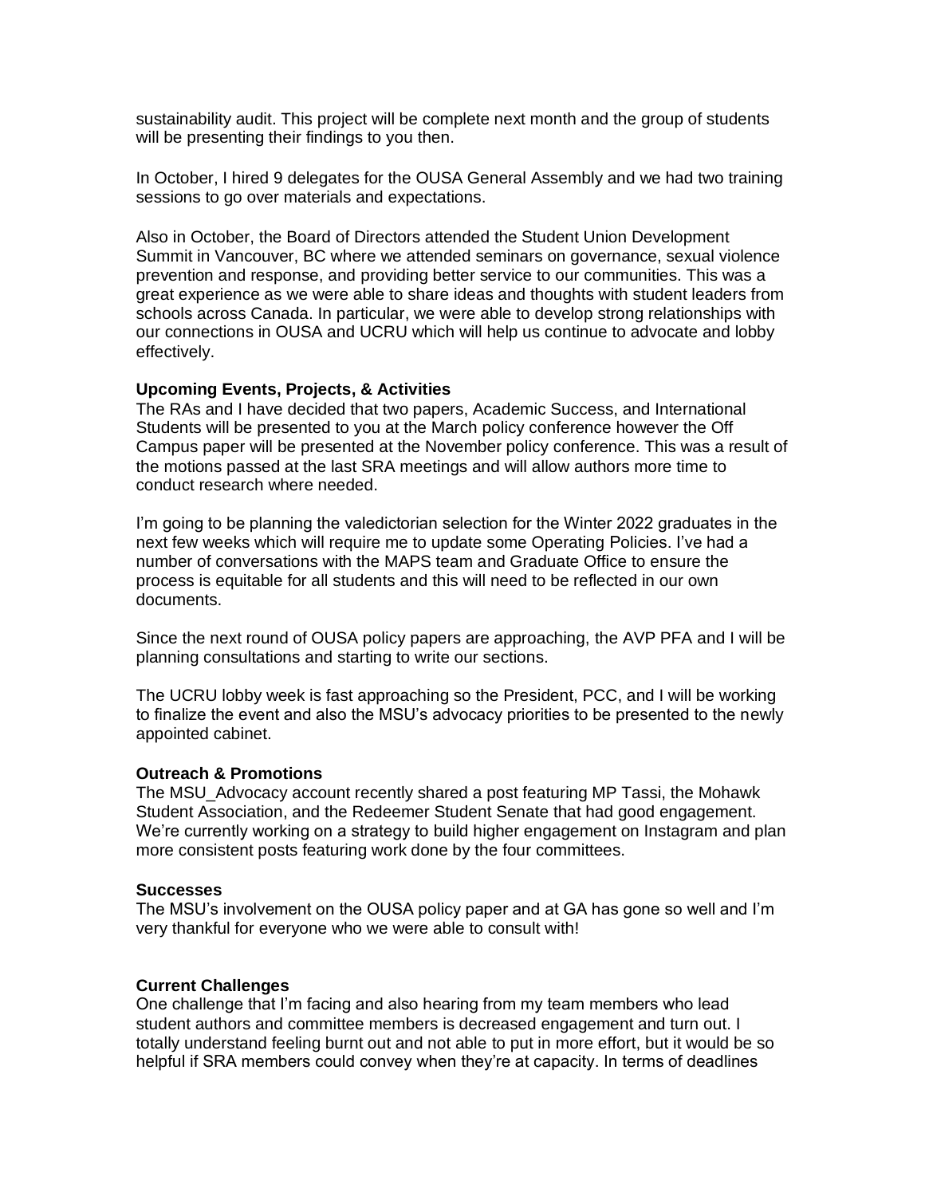sustainability audit. This project will be complete next month and the group of students will be presenting their findings to you then.

In October, I hired 9 delegates for the OUSA General Assembly and we had two training sessions to go over materials and expectations.

Also in October, the Board of Directors attended the Student Union Development Summit in Vancouver, BC where we attended seminars on governance, sexual violence prevention and response, and providing better service to our communities. This was a great experience as we were able to share ideas and thoughts with student leaders from schools across Canada. In particular, we were able to develop strong relationships with our connections in OUSA and UCRU which will help us continue to advocate and lobby effectively.

**Upcoming Events, Projects, & Activities**

The RAs and I have decided that two papers, Academic Success, and International Students will be presented to you at the March policy conference however the Off Campus paper will be presented at the November policy conference. This was a result of the motions passed at the last SRA meetings and will allow authors more time to conduct research where needed.

I'm going to be planning the valedictorian selection for the Winter 2022 graduates in the next few weeks which will require me to update some Operating Policies. I've had a number of conversations with the MAPS team and Graduate Office to ensure the process is equitable for all students and this will need to be reflected in our own documents.

Since the next round of OUSA policy papers are approaching, the AVP PFA and I will be planning consultations and starting to write our sections.

The UCRU lobby week is fast approaching so the President, PCC, and I will be working to finalize the event and also the MSU's advocacy priorities to be presented to the newly appointed cabinet.

**Outreach & Promotions**

The MSU_Advocacy account recently shared a post featuring MP Tassi, the Mohawk Student Association, and the Redeemer Student Senate that had good engagement. We're currently working on a strategy to build higher engagement on Instagram and plan more consistent posts featuring work done by the four committees.

**Successes**

The MSU's involvement on the OUSA policy paper and at GA has gone so well and I'm very thankful for everyone who we were able to consult with!

**Current Challenges**

One challenge that I'm facing and also hearing from my team members who lead student authors and committee members is decreased engagement and turn out. I totally understand feeling burnt out and not able to put in more effort, but it would be so helpful if SRA members could convey when they're at capacity. In terms of deadlines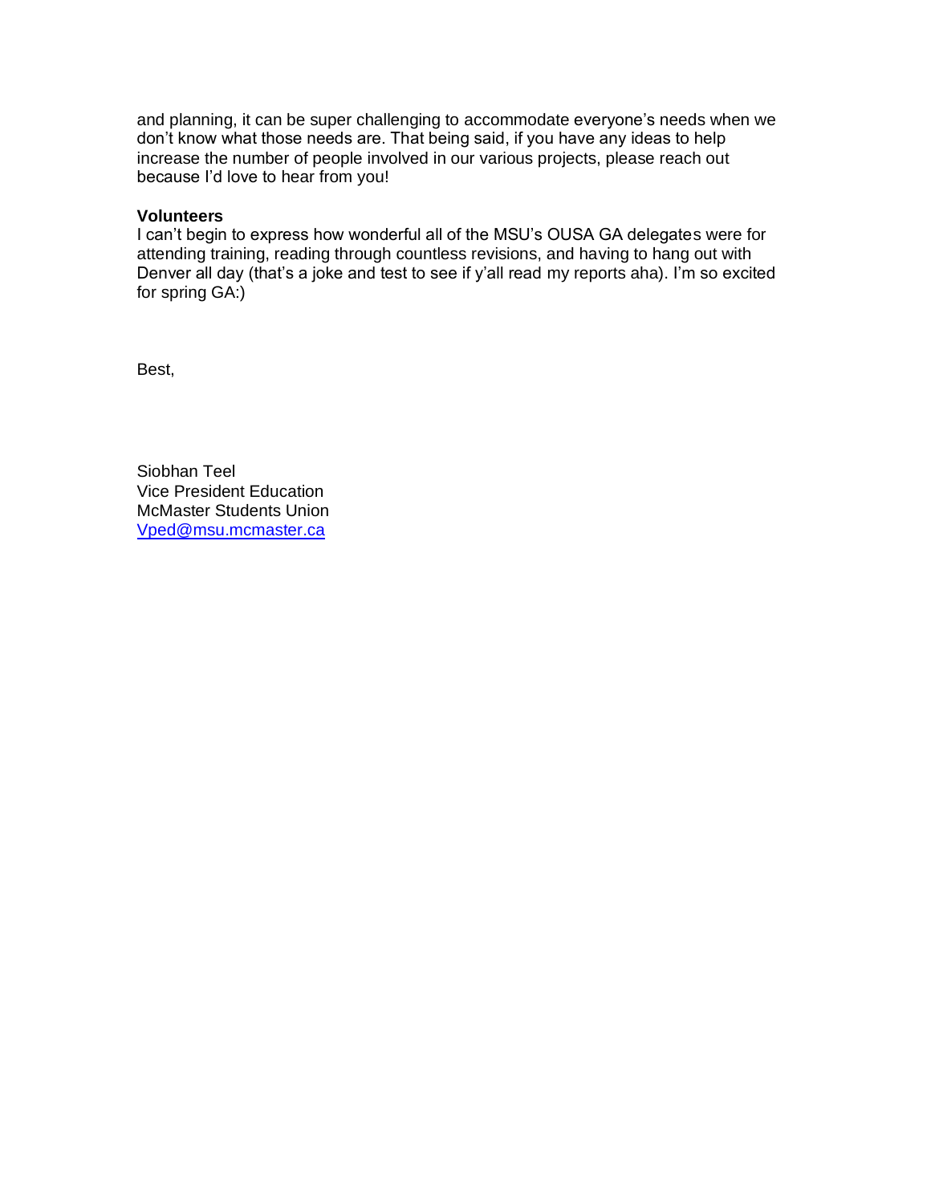and planning, it can be super challenging to accommodate everyone's needs when we don't know what those needs are. That being said, if you have any ideas to help increase the number of people involved in our various projects, please reach out because I'd love to hear from you!

**Volunteers**

I can't begin to express how wonderful all of the MSU's OUSA GA delegates were for attending training, reading through countless revisions, and having to hang out with Denver all day (that's a joke and test to see if y'all read my reports aha). I'm so excited for spring GA:)

Best,

Siobhan Teel
Vice President Education
McMaster Students Union
Vped@msu.mcmaster.ca